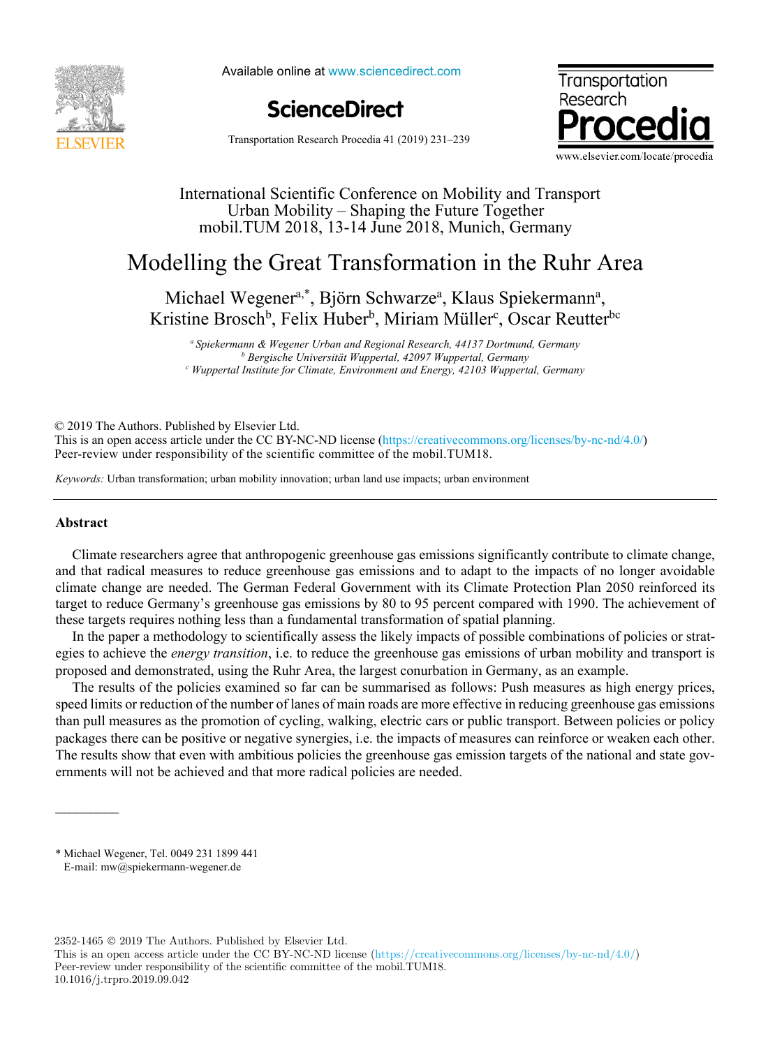International Scientific Conference on Mobility and Transport
Urban Mobility – Shaping the Future Together
mobil.TUM 2018, 13-14 June 2018, Munich, Germany

# Modelling the Great Transformation in the Ruhr Area

Michael Wegener[a,*], Björn Schwarze[a], Klaus Spiekermann[a], Kristine Brosch[b], Felix Huber[b], Miriam Müller[c], Oscar Reutter[bc]

[a] *Spiekermann & Wegener Urban and Regional Research, 44137 Dortmund, Germany*
[b] *Bergische Universität Wuppertal, 42097 Wuppertal, Germany*
[c] *Wuppertal Institute for Climate, Environment and Energy, 42103 Wuppertal, Germany*

© 2019 The Authors. Published by Elsevier Ltd.
This is an open access article under the CC BY-NC-ND license (https://creativecommons.org/licenses/by-nc-nd/4.0/)
Peer-review under responsibility of the scientific committee of the mobil.TUM18.

*Keywords:* Urban transformation; urban mobility innovation; urban land use impacts; urban environment

## Abstract

Climate researchers agree that anthropogenic greenhouse gas emissions significantly contribute to climate change, and that radical measures to reduce greenhouse gas emissions and to adapt to the impacts of no longer avoidable climate change are needed. The German Federal Government with its Climate Protection Plan 2050 reinforced its target to reduce Germany's greenhouse gas emissions by 80 to 95 percent compared with 1990. The achievement of these targets requires nothing less than a fundamental transformation of spatial planning.

In the paper a methodology to scientifically assess the likely impacts of possible combinations of policies or strategies to achieve the *energy transition*, i.e. to reduce the greenhouse gas emissions of urban mobility and transport is proposed and demonstrated, using the Ruhr Area, the largest conurbation in Germany, as an example.

The results of the policies examined so far can be summarised as follows: Push measures as high energy prices, speed limits or reduction of the number of lanes of main roads are more effective in reducing greenhouse gas emissions than pull measures as the promotion of cycling, walking, electric cars or public transport. Between policies or policy packages there can be positive or negative synergies, i.e. the impacts of measures can reinforce or weaken each other. The results show that even with ambitious policies the greenhouse gas emission targets of the national and state governments will not be achieved and that more radical policies are needed.

---

\* Michael Wegener, Tel. 0049 231 1899 441
E-mail: mw@spiekermann-wegener.de

2352-1465 © 2019 The Authors. Published by Elsevier Ltd.
This is an open access article under the CC BY-NC-ND license (https://creativecommons.org/licenses/by-nc-nd/4.0/)
Peer-review under responsibility of the scientific committee of the mobil.TUM18.
10.1016/j.trpro.2019.09.042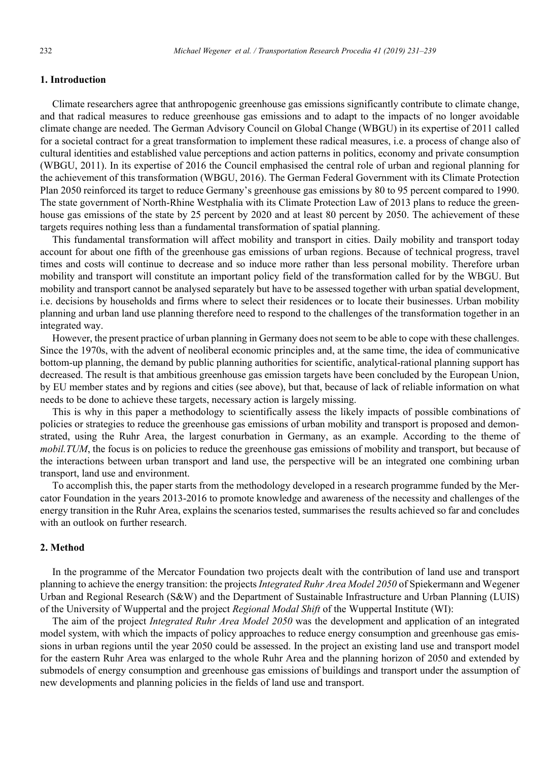## 1. Introduction

Climate researchers agree that anthropogenic greenhouse gas emissions significantly contribute to climate change, and that radical measures to reduce greenhouse gas emissions and to adapt to the impacts of no longer avoidable climate change are needed. The German Advisory Council on Global Change (WBGU) in its expertise of 2011 called for a societal contract for a great transformation to implement these radical measures, i.e. a process of change also of cultural identities and established value perceptions and action patterns in politics, economy and private consumption (WBGU, 2011). In its expertise of 2016 the Council emphasised the central role of urban and regional planning for the achievement of this transformation (WBGU, 2016). The German Federal Government with its Climate Protection Plan 2050 reinforced its target to reduce Germany's greenhouse gas emissions by 80 to 95 percent compared to 1990. The state government of North-Rhine Westphalia with its Climate Protection Law of 2013 plans to reduce the greenhouse gas emissions of the state by 25 percent by 2020 and at least 80 percent by 2050. The achievement of these targets requires nothing less than a fundamental transformation of spatial planning.

This fundamental transformation will affect mobility and transport in cities. Daily mobility and transport today account for about one fifth of the greenhouse gas emissions of urban regions. Because of technical progress, travel times and costs will continue to decrease and so induce more rather than less personal mobility. Therefore urban mobility and transport will constitute an important policy field of the transformation called for by the WBGU. But mobility and transport cannot be analysed separately but have to be assessed together with urban spatial development, i.e. decisions by households and firms where to select their residences or to locate their businesses. Urban mobility planning and urban land use planning therefore need to respond to the challenges of the transformation together in an integrated way.

However, the present practice of urban planning in Germany does not seem to be able to cope with these challenges. Since the 1970s, with the advent of neoliberal economic principles and, at the same time, the idea of communicative bottom-up planning, the demand by public planning authorities for scientific, analytical-rational planning support has decreased. The result is that ambitious greenhouse gas emission targets have been concluded by the European Union, by EU member states and by regions and cities (see above), but that, because of lack of reliable information on what needs to be done to achieve these targets, necessary action is largely missing.

This is why in this paper a methodology to scientifically assess the likely impacts of possible combinations of policies or strategies to reduce the greenhouse gas emissions of urban mobility and transport is proposed and demonstrated, using the Ruhr Area, the largest conurbation in Germany, as an example. According to the theme of *mobil.TUM*, the focus is on policies to reduce the greenhouse gas emissions of mobility and transport, but because of the interactions between urban transport and land use, the perspective will be an integrated one combining urban transport, land use and environment.

To accomplish this, the paper starts from the methodology developed in a research programme funded by the Mercator Foundation in the years 2013-2016 to promote knowledge and awareness of the necessity and challenges of the energy transition in the Ruhr Area, explains the scenarios tested, summarises the results achieved so far and concludes with an outlook on further research.

## 2. Method

In the programme of the Mercator Foundation two projects dealt with the contribution of land use and transport planning to achieve the energy transition: the projects *Integrated Ruhr Area Model 2050* of Spiekermann and Wegener Urban and Regional Research (S&W) and the Department of Sustainable Infrastructure and Urban Planning (LUIS) of the University of Wuppertal and the project *Regional Modal Shift* of the Wuppertal Institute (WI):

The aim of the project *Integrated Ruhr Area Model 2050* was the development and application of an integrated model system, with which the impacts of policy approaches to reduce energy consumption and greenhouse gas emissions in urban regions until the year 2050 could be assessed. In the project an existing land use and transport model for the eastern Ruhr Area was enlarged to the whole Ruhr Area and the planning horizon of 2050 and extended by submodels of energy consumption and greenhouse gas emissions of buildings and transport under the assumption of new developments and planning policies in the fields of land use and transport.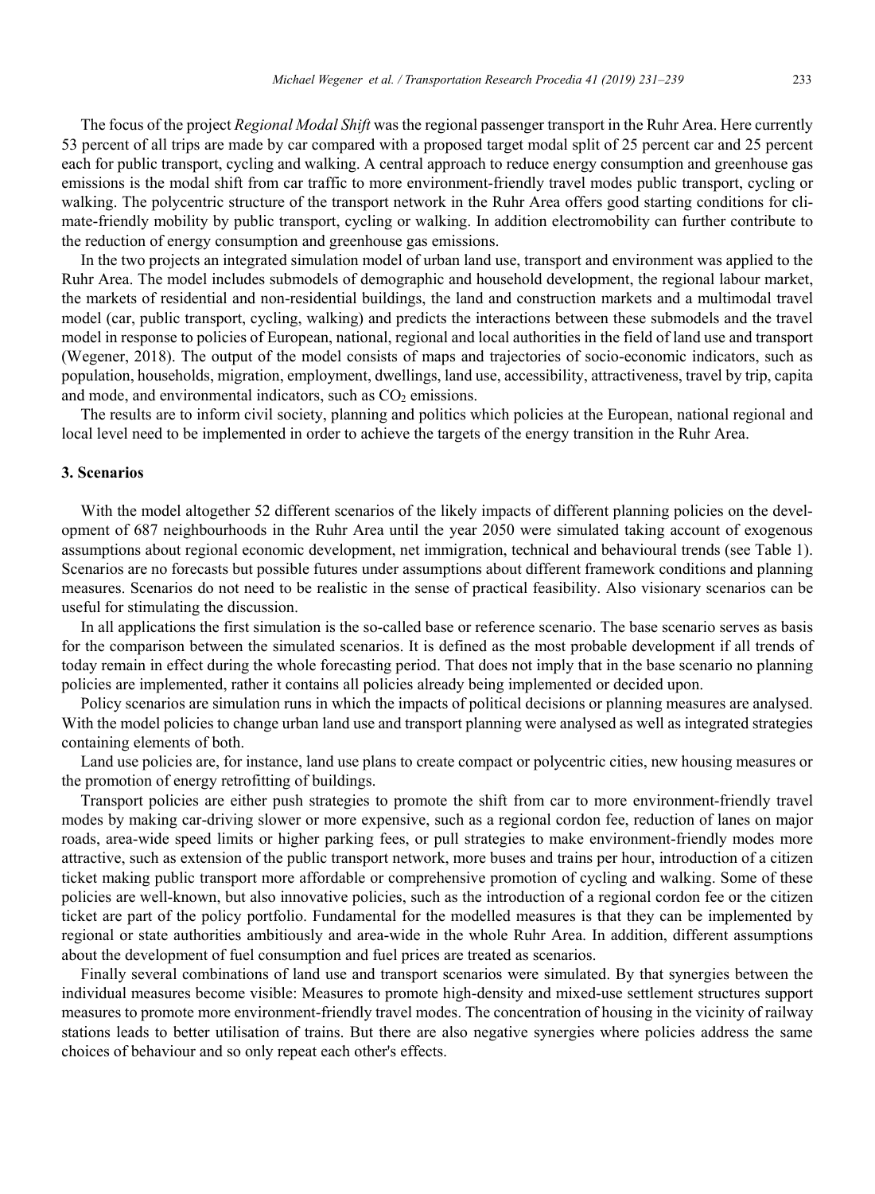The focus of the project *Regional Modal Shift* was the regional passenger transport in the Ruhr Area. Here currently 53 percent of all trips are made by car compared with a proposed target modal split of 25 percent car and 25 percent each for public transport, cycling and walking. A central approach to reduce energy consumption and greenhouse gas emissions is the modal shift from car traffic to more environment-friendly travel modes public transport, cycling or walking. The polycentric structure of the transport network in the Ruhr Area offers good starting conditions for climate-friendly mobility by public transport, cycling or walking. In addition electromobility can further contribute to the reduction of energy consumption and greenhouse gas emissions.

In the two projects an integrated simulation model of urban land use, transport and environment was applied to the Ruhr Area. The model includes submodels of demographic and household development, the regional labour market, the markets of residential and non-residential buildings, the land and construction markets and a multimodal travel model (car, public transport, cycling, walking) and predicts the interactions between these submodels and the travel model in response to policies of European, national, regional and local authorities in the field of land use and transport (Wegener, 2018). The output of the model consists of maps and trajectories of socio-economic indicators, such as population, households, migration, employment, dwellings, land use, accessibility, attractiveness, travel by trip, capita and mode, and environmental indicators, such as $CO_2$ emissions.

The results are to inform civil society, planning and politics which policies at the European, national regional and local level need to be implemented in order to achieve the targets of the energy transition in the Ruhr Area.

## 3. Scenarios

With the model altogether 52 different scenarios of the likely impacts of different planning policies on the development of 687 neighbourhoods in the Ruhr Area until the year 2050 were simulated taking account of exogenous assumptions about regional economic development, net immigration, technical and behavioural trends (see Table 1). Scenarios are no forecasts but possible futures under assumptions about different framework conditions and planning measures. Scenarios do not need to be realistic in the sense of practical feasibility. Also visionary scenarios can be useful for stimulating the discussion.

In all applications the first simulation is the so-called base or reference scenario. The base scenario serves as basis for the comparison between the simulated scenarios. It is defined as the most probable development if all trends of today remain in effect during the whole forecasting period. That does not imply that in the base scenario no planning policies are implemented, rather it contains all policies already being implemented or decided upon.

Policy scenarios are simulation runs in which the impacts of political decisions or planning measures are analysed. With the model policies to change urban land use and transport planning were analysed as well as integrated strategies containing elements of both.

Land use policies are, for instance, land use plans to create compact or polycentric cities, new housing measures or the promotion of energy retrofitting of buildings.

Transport policies are either push strategies to promote the shift from car to more environment-friendly travel modes by making car-driving slower or more expensive, such as a regional cordon fee, reduction of lanes on major roads, area-wide speed limits or higher parking fees, or pull strategies to make environment-friendly modes more attractive, such as extension of the public transport network, more buses and trains per hour, introduction of a citizen ticket making public transport more affordable or comprehensive promotion of cycling and walking. Some of these policies are well-known, but also innovative policies, such as the introduction of a regional cordon fee or the citizen ticket are part of the policy portfolio. Fundamental for the modelled measures is that they can be implemented by regional or state authorities ambitiously and area-wide in the whole Ruhr Area. In addition, different assumptions about the development of fuel consumption and fuel prices are treated as scenarios.

Finally several combinations of land use and transport scenarios were simulated. By that synergies between the individual measures become visible: Measures to promote high-density and mixed-use settlement structures support measures to promote more environment-friendly travel modes. The concentration of housing in the vicinity of railway stations leads to better utilisation of trains. But there are also negative synergies where policies address the same choices of behaviour and so only repeat each other's effects.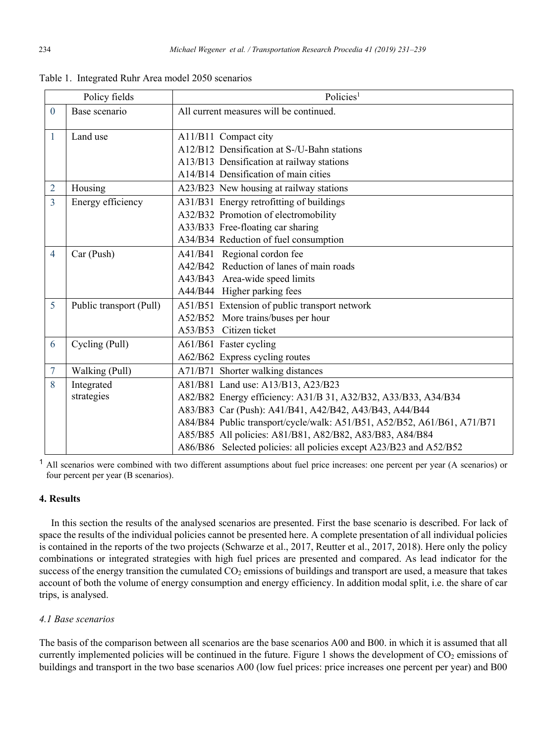Table 1. Integrated Ruhr Area model 2050 scenarios

| | Policy fields | Policies[1] |
|---|---|---|
| 0 | Base scenario | All current measures will be continued. |
| 1 | Land use | A11/B11 Compact city<br>A12/B12 Densification at S-/U-Bahn stations<br>A13/B13 Densification at railway stations<br>A14/B14 Densification of main cities |
| 2 | Housing | A23/B23 New housing at railway stations |
| 3 | Energy efficiency | A31/B31 Energy retrofitting of buildings<br>A32/B32 Promotion of electromobility<br>A33/B33 Free-floating car sharing<br>A34/B34 Reduction of fuel consumption |
| 4 | Car (Push) | A41/B41 Regional cordon fee<br>A42/B42 Reduction of lanes of main roads<br>A43/B43 Area-wide speed limits<br>A44/B44 Higher parking fees |
| 5 | Public transport (Pull) | A51/B51 Extension of public transport network<br>A52/B52 More trains/buses per hour<br>A53/B53 Citizen ticket |
| 6 | Cycling (Pull) | A61/B61 Faster cycling<br>A62/B62 Express cycling routes |
| 7 | Walking (Pull) | A71/B71 Shorter walking distances |
| 8 | Integrated strategies | A81/B81 Land use: A13/B13, A23/B23<br>A82/B82 Energy efficiency: A31/B 31, A32/B32, A33/B33, A34/B34<br>A83/B83 Car (Push): A41/B41, A42/B42, A43/B43, A44/B44<br>A84/B84 Public transport/cycle/walk: A51/B51, A52/B52, A61/B61, A71/B71<br>A85/B85 All policies: A81/B81, A82/B82, A83/B83, A84/B84<br>A86/B86 Selected policies: all policies except A23/B23 and A52/B52 |

[1] All scenarios were combined with two different assumptions about fuel price increases: one percent per year (A scenarios) or four percent per year (B scenarios).

## 4. Results

In this section the results of the analysed scenarios are presented. First the base scenario is described. For lack of space the results of the individual policies cannot be presented here. A complete presentation of all individual policies is contained in the reports of the two projects (Schwarze et al., 2017, Reutter et al., 2017, 2018). Here only the policy combinations or integrated strategies with high fuel prices are presented and compared. As lead indicator for the success of the energy transition the cumulated $CO_2$ emissions of buildings and transport are used, a measure that takes account of both the volume of energy consumption and energy efficiency. In addition modal split, i.e. the share of car trips, is analysed.

### *4.1 Base scenarios*

The basis of the comparison between all scenarios are the base scenarios A00 and B00. in which it is assumed that all currently implemented policies will be continued in the future. Figure 1 shows the development of $CO_2$ emissions of buildings and transport in the two base scenarios A00 (low fuel prices: price increases one percent per year) and B00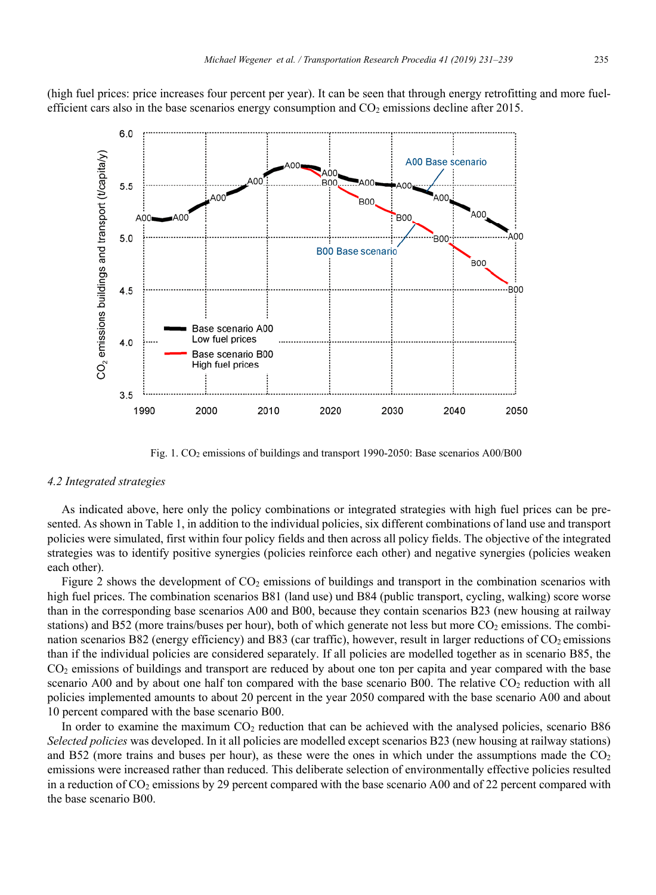(high fuel prices: price increases four percent per year). It can be seen that through energy retrofitting and more fuel-efficient cars also in the base scenarios energy consumption and $CO_2$ emissions decline after 2015.

Fig. 1. $CO_2$ emissions of buildings and transport 1990-2050: Base scenarios A00/B00

### 4.2 Integrated strategies

As indicated above, here only the policy combinations or integrated strategies with high fuel prices can be presented. As shown in Table 1, in addition to the individual policies, six different combinations of land use and transport policies were simulated, first within four policy fields and then across all policy fields. The objective of the integrated strategies was to identify positive synergies (policies reinforce each other) and negative synergies (policies weaken each other).

Figure 2 shows the development of $CO_2$ emissions of buildings and transport in the combination scenarios with high fuel prices. The combination scenarios B81 (land use) und B84 (public transport, cycling, walking) score worse than in the corresponding base scenarios A00 and B00, because they contain scenarios B23 (new housing at railway stations) and B52 (more trains/buses per hour), both of which generate not less but more $CO_2$ emissions. The combination scenarios B82 (energy efficiency) and B83 (car traffic), however, result in larger reductions of $CO_2$ emissions than if the individual policies are considered separately. If all policies are modelled together as in scenario B85, the $CO_2$ emissions of buildings and transport are reduced by about one ton per capita and year compared with the base scenario A00 and by about one half ton compared with the base scenario B00. The relative $CO_2$ reduction with all policies implemented amounts to about 20 percent in the year 2050 compared with the base scenario A00 and about 10 percent compared with the base scenario B00.

In order to examine the maximum $CO_2$ reduction that can be achieved with the analysed policies, scenario B86 *Selected policies* was developed. In it all policies are modelled except scenarios B23 (new housing at railway stations) and B52 (more trains and buses per hour), as these were the ones in which under the assumptions made the $CO_2$ emissions were increased rather than reduced. This deliberate selection of environmentally effective policies resulted in a reduction of $CO_2$ emissions by 29 percent compared with the base scenario A00 and of 22 percent compared with the base scenario B00.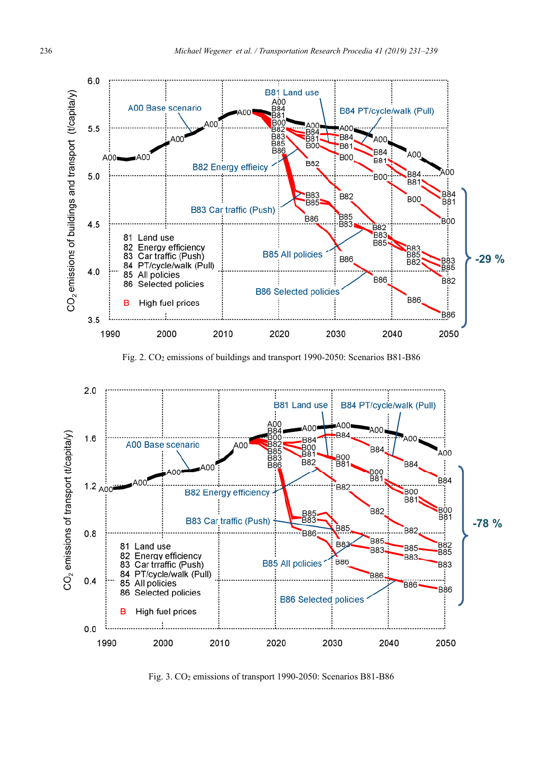Fig. 2. $CO_2$ emissions of buildings and transport 1990-2050: Scenarios B81-B86

Fig. 3. $CO_2$ emissions of transport 1990-2050: Scenarios B81-B86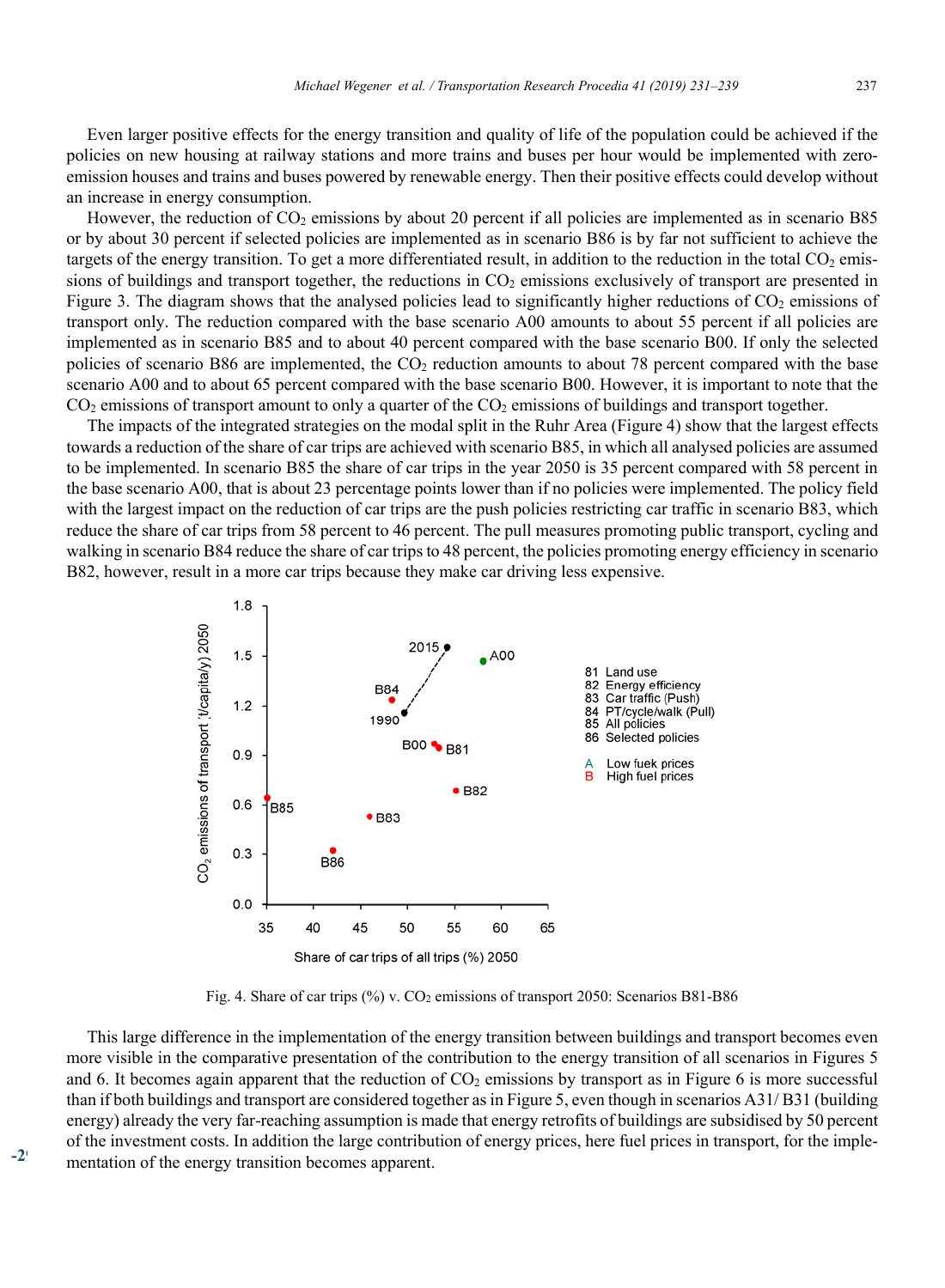Even larger positive effects for the energy transition and quality of life of the population could be achieved if the policies on new housing at railway stations and more trains and buses per hour would be implemented with zero-emission houses and trains and buses powered by renewable energy. Then their positive effects could develop without an increase in energy consumption.

However, the reduction of $CO_2$ emissions by about 20 percent if all policies are implemented as in scenario B85 or by about 30 percent if selected policies are implemented as in scenario B86 is by far not sufficient to achieve the targets of the energy transition. To get a more differentiated result, in addition to the reduction in the total $CO_2$ emissions of buildings and transport together, the reductions in $CO_2$ emissions exclusively of transport are presented in Figure 3. The diagram shows that the analysed policies lead to significantly higher reductions of $CO_2$ emissions of transport only. The reduction compared with the base scenario A00 amounts to about 55 percent if all policies are implemented as in scenario B85 and to about 40 percent compared with the base scenario B00. If only the selected policies of scenario B86 are implemented, the $CO_2$ reduction amounts to about 78 percent compared with the base scenario A00 and to about 65 percent compared with the base scenario B00. However, it is important to note that the $CO_2$ emissions of transport amount to only a quarter of the $CO_2$ emissions of buildings and transport together.

The impacts of the integrated strategies on the modal split in the Ruhr Area (Figure 4) show that the largest effects towards a reduction of the share of car trips are achieved with scenario B85, in which all analysed policies are assumed to be implemented. In scenario B85 the share of car trips in the year 2050 is 35 percent compared with 58 percent in the base scenario A00, that is about 23 percentage points lower than if no policies were implemented. The policy field with the largest impact on the reduction of car trips are the push policies restricting car traffic in scenario B83, which reduce the share of car trips from 58 percent to 46 percent. The pull measures promoting public transport, cycling and walking in scenario B84 reduce the share of car trips to 48 percent, the policies promoting energy efficiency in scenario B82, however, result in a more car trips because they make car driving less expensive.

Fig. 4. Share of car trips (%) v. $CO_2$ emissions of transport 2050: Scenarios B81-B86

This large difference in the implementation of the energy transition between buildings and transport becomes even more visible in the comparative presentation of the contribution to the energy transition of all scenarios in Figures 5 and 6. It becomes again apparent that the reduction of $CO_2$ emissions by transport as in Figure 6 is more successful than if both buildings and transport are considered together as in Figure 5, even though in scenarios A31/ B31 (building energy) already the very far-reaching assumption is made that energy retrofits of buildings are subsidised by 50 percent of the investment costs. In addition the large contribution of energy prices, here fuel prices in transport, for the implementation of the energy transition becomes apparent.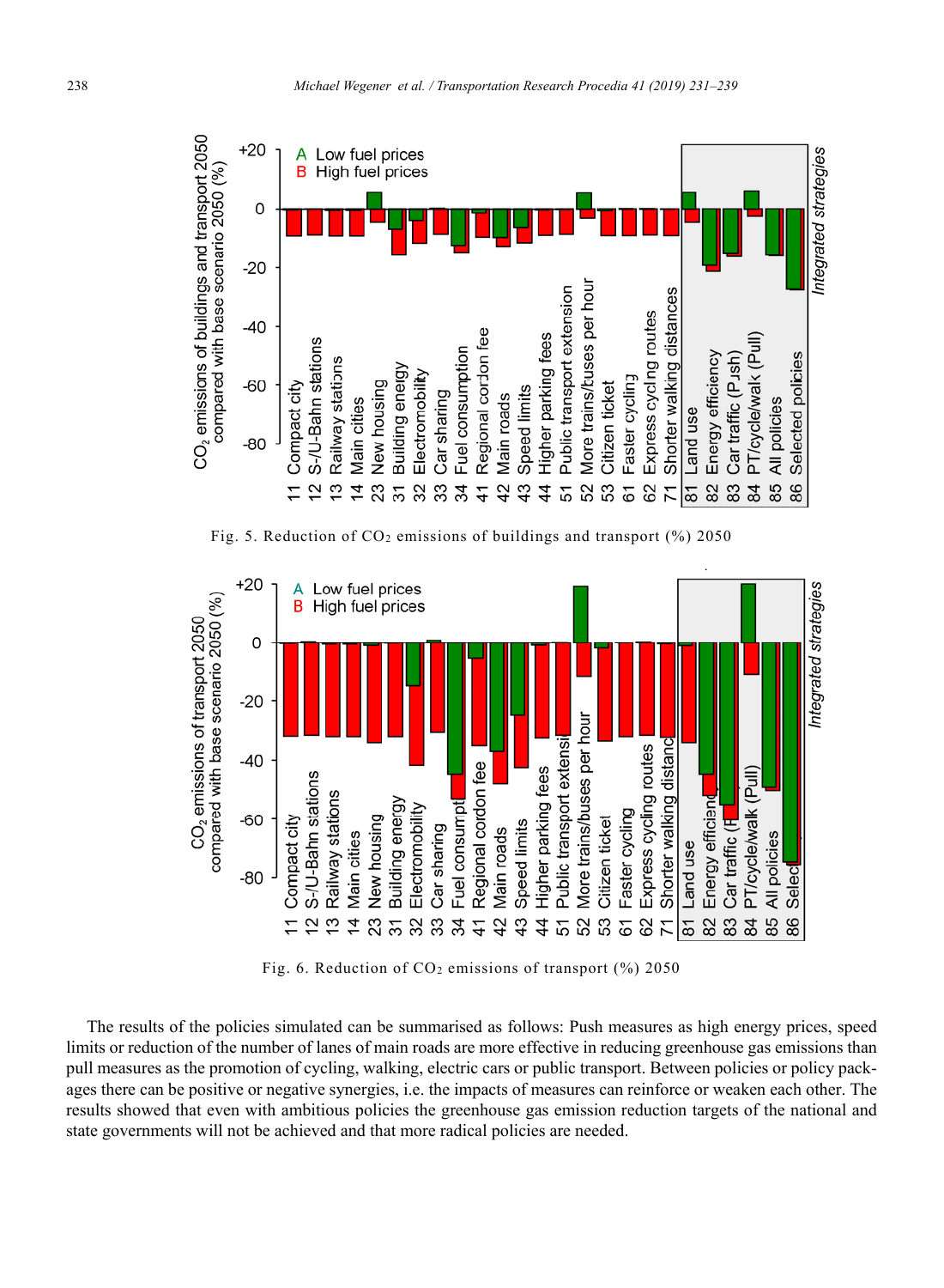Fig. 5. Reduction of $CO_2$ emissions of buildings and transport (%) 2050

Fig. 6. Reduction of $CO_2$ emissions of transport (%) 2050

The results of the policies simulated can be summarised as follows: Push measures as high energy prices, speed limits or reduction of the number of lanes of main roads are more effective in reducing greenhouse gas emissions than pull measures as the promotion of cycling, walking, electric cars or public transport. Between policies or policy packages there can be positive or negative synergies, i.e. the impacts of measures can reinforce or weaken each other. The results showed that even with ambitious policies the greenhouse gas emission reduction targets of the national and state governments will not be achieved and that more radical policies are needed.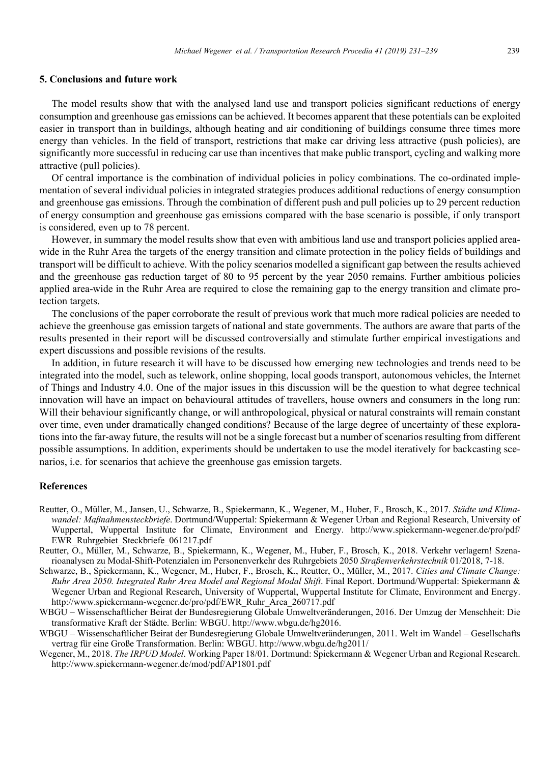## 5. Conclusions and future work

The model results show that with the analysed land use and transport policies significant reductions of energy consumption and greenhouse gas emissions can be achieved. It becomes apparent that these potentials can be exploited easier in transport than in buildings, although heating and air conditioning of buildings consume three times more energy than vehicles. In the field of transport, restrictions that make car driving less attractive (push policies), are significantly more successful in reducing car use than incentives that make public transport, cycling and walking more attractive (pull policies).

Of central importance is the combination of individual policies in policy combinations. The co-ordinated implementation of several individual policies in integrated strategies produces additional reductions of energy consumption and greenhouse gas emissions. Through the combination of different push and pull policies up to 29 percent reduction of energy consumption and greenhouse gas emissions compared with the base scenario is possible, if only transport is considered, even up to 78 percent.

However, in summary the model results show that even with ambitious land use and transport policies applied area-wide in the Ruhr Area the targets of the energy transition and climate protection in the policy fields of buildings and transport will be difficult to achieve. With the policy scenarios modelled a significant gap between the results achieved and the greenhouse gas reduction target of 80 to 95 percent by the year 2050 remains. Further ambitious policies applied area-wide in the Ruhr Area are required to close the remaining gap to the energy transition and climate protection targets.

The conclusions of the paper corroborate the result of previous work that much more radical policies are needed to achieve the greenhouse gas emission targets of national and state governments. The authors are aware that parts of the results presented in their report will be discussed controversially and stimulate further empirical investigations and expert discussions and possible revisions of the results.

In addition, in future research it will have to be discussed how emerging new technologies and trends need to be integrated into the model, such as telework, online shopping, local goods transport, autonomous vehicles, the Internet of Things and Industry 4.0. One of the major issues in this discussion will be the question to what degree technical innovation will have an impact on behavioural attitudes of travellers, house owners and consumers in the long run: Will their behaviour significantly change, or will anthropological, physical or natural constraints will remain constant over time, even under dramatically changed conditions? Because of the large degree of uncertainty of these explorations into the far-away future, the results will not be a single forecast but a number of scenarios resulting from different possible assumptions. In addition, experiments should be undertaken to use the model iteratively for backcasting scenarios, i.e. for scenarios that achieve the greenhouse gas emission targets.

## References

Reutter, O., Müller, M., Jansen, U., Schwarze, B., Spiekermann, K., Wegener, M., Huber, F., Brosch, K., 2017. *Städte und Klimawandel: Maßnahmensteckbriefe*. Dortmund/Wuppertal: Spiekermann & Wegener Urban and Regional Research, University of Wuppertal, Wuppertal Institute for Climate, Environment and Energy. http://www.spiekermann-wegener.de/pro/pdf/EWR_Ruhrgebiet_Steckbriefe_061217.pdf

Reutter, O., Müller, M., Schwarze, B., Spiekermann, K., Wegener, M., Huber, F., Brosch, K., 2018. Verkehr verlagern! Szenarioanalysen zu Modal-Shift-Potenzialen im Personenverkehr des Ruhrgebiets 2050 *Straßenverkehrstechnik* 01/2018, 7-18.

Schwarze, B., Spiekermann, K., Wegener, M., Huber, F., Brosch, K., Reutter, O., Müller, M., 2017. *Cities and Climate Change: Ruhr Area 2050. Integrated Ruhr Area Model and Regional Modal Shift*. Final Report. Dortmund/Wuppertal: Spiekermann & Wegener Urban and Regional Research, University of Wuppertal, Wuppertal Institute for Climate, Environment and Energy. http://www.spiekermann-wegener.de/pro/pdf/EWR_Ruhr_Area_260717.pdf

WBGU – Wissenschaftlicher Beirat der Bundesregierung Globale Umweltveränderungen, 2016. Der Umzug der Menschheit: Die transformative Kraft der Städte. Berlin: WBGU. http://www.wbgu.de/hg2016.

WBGU – Wissenschaftlicher Beirat der Bundesregierung Globale Umweltveränderungen, 2011. Welt im Wandel – Gesellschaftsvertrag für eine Große Transformation. Berlin: WBGU. http://www.wbgu.de/hg2011/

Wegener, M., 2018. *The IRPUD Model*. Working Paper 18/01. Dortmund: Spiekermann & Wegener Urban and Regional Research. http://www.spiekermann-wegener.de/mod/pdf/AP1801.pdf